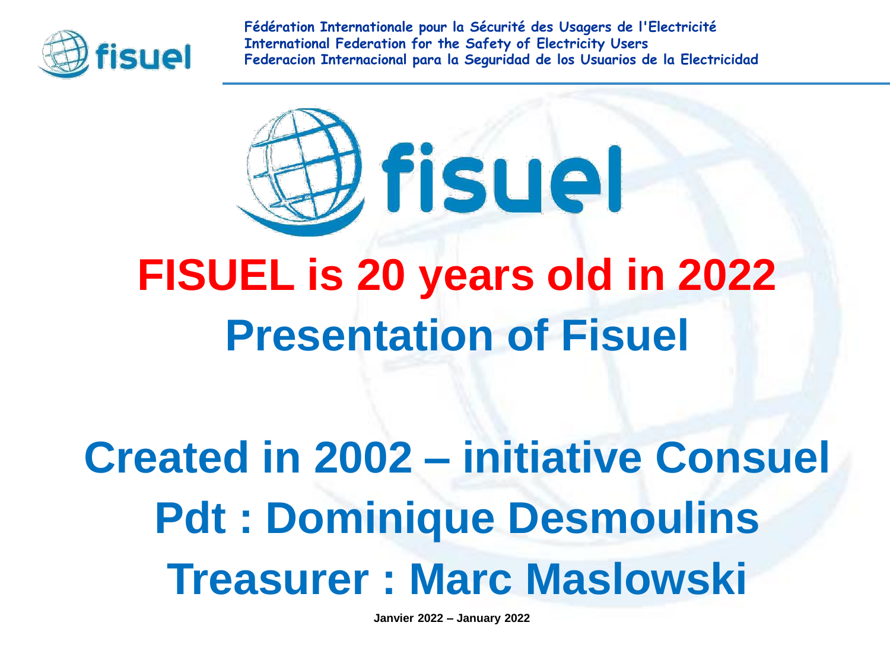Fédération Internationale pour la Sécurité des Usagers de l'Electricité
International Federation for the Safety of Electricity Users
Federacion Internacional para la Seguridad de los Usuarios de la Electricidad

# FISUEL is 20 years old in 2022

# Presentation of Fisuel

## Created in 2002 – initiative Consuel

## Pdt : Dominique Desmoulins

## Treasurer : Marc Maslowski

**Janvier 2022 – January 2022**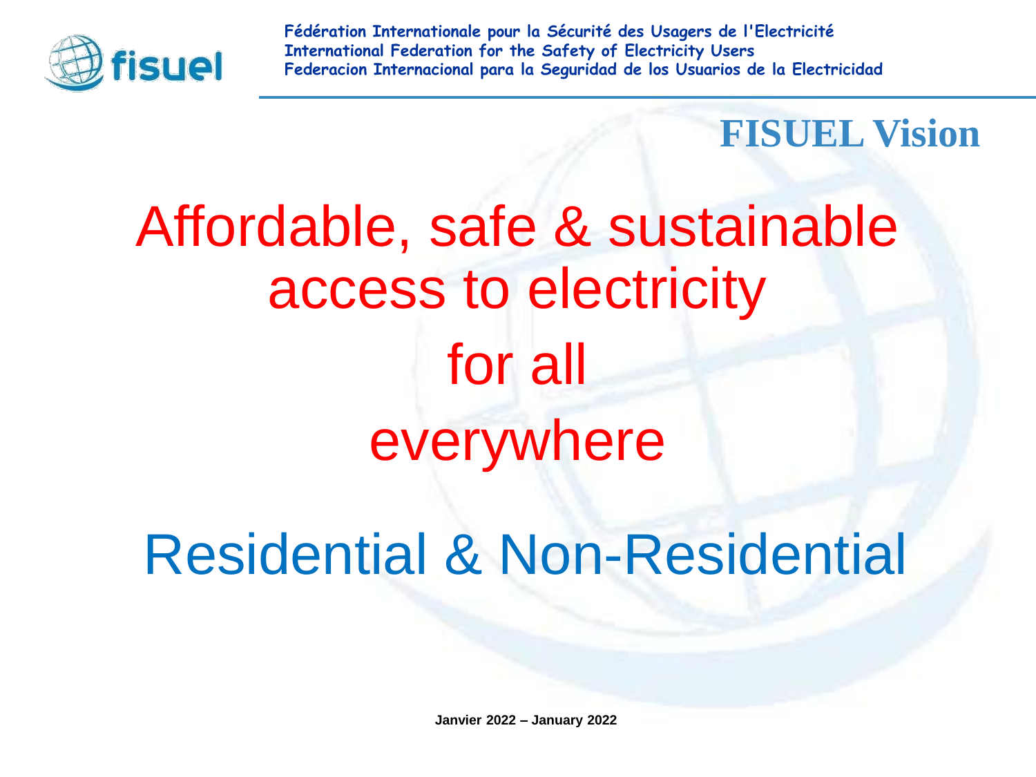Fédération Internationale pour la Sécurité des Usagers de l'Electricité
International Federation for the Safety of Electricity Users
Federacion Internacional para la Seguridad de los Usuarios de la Electricidad

## FISUEL Vision

# Affordable, safe & sustainable access to electricity for all everywhere

# Residential & Non-Residential

**Janvier 2022 – January 2022**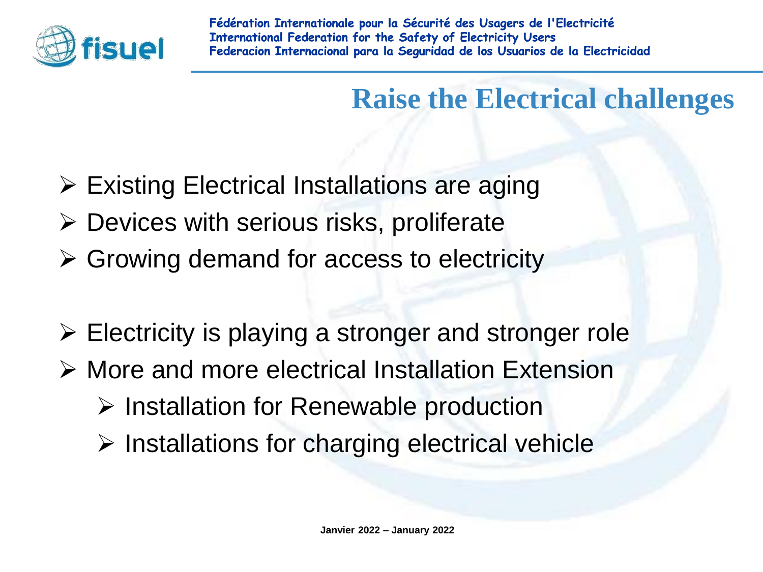# Raise the Electrical challenges

- Existing Electrical Installations are aging
- Devices with serious risks, proliferate
- Growing demand for access to electricity

- Electricity is playing a stronger and stronger role
- More and more electrical Installation Extension
  - Installation for Renewable production
  - Installations for charging electrical vehicle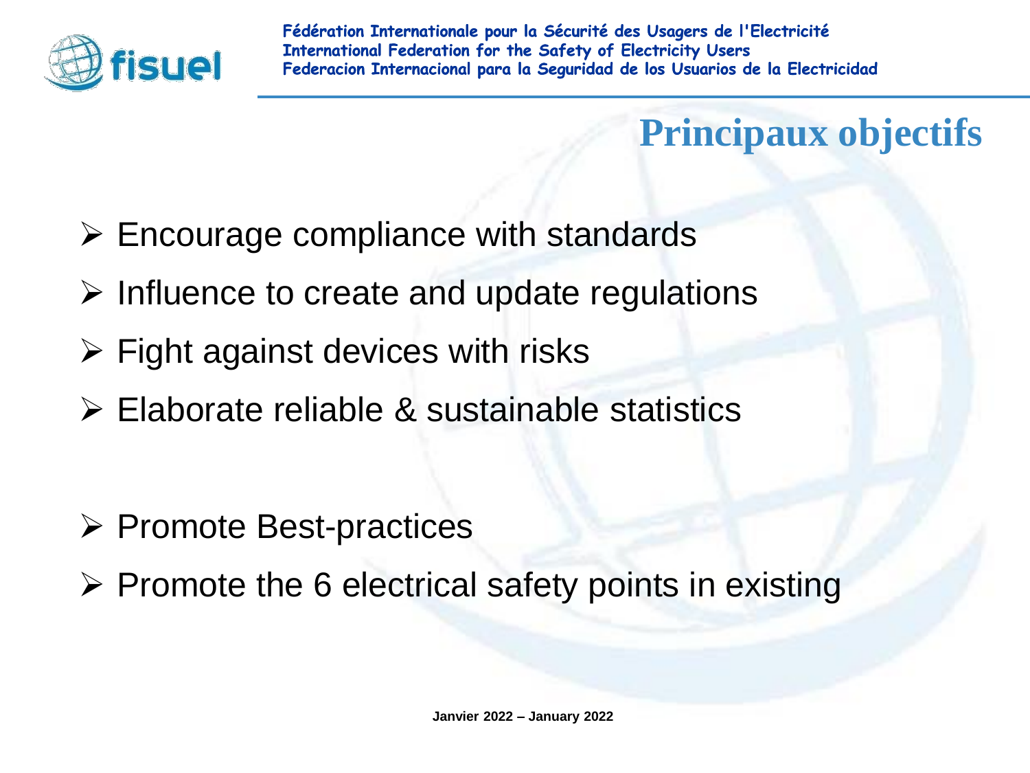# Principaux objectifs

- Encourage compliance with standards
- Influence to create and update regulations
- Fight against devices with risks
- Elaborate reliable & sustainable statistics

- Promote Best-practices
- Promote the 6 electrical safety points in existing

Janvier 2022 – January 2022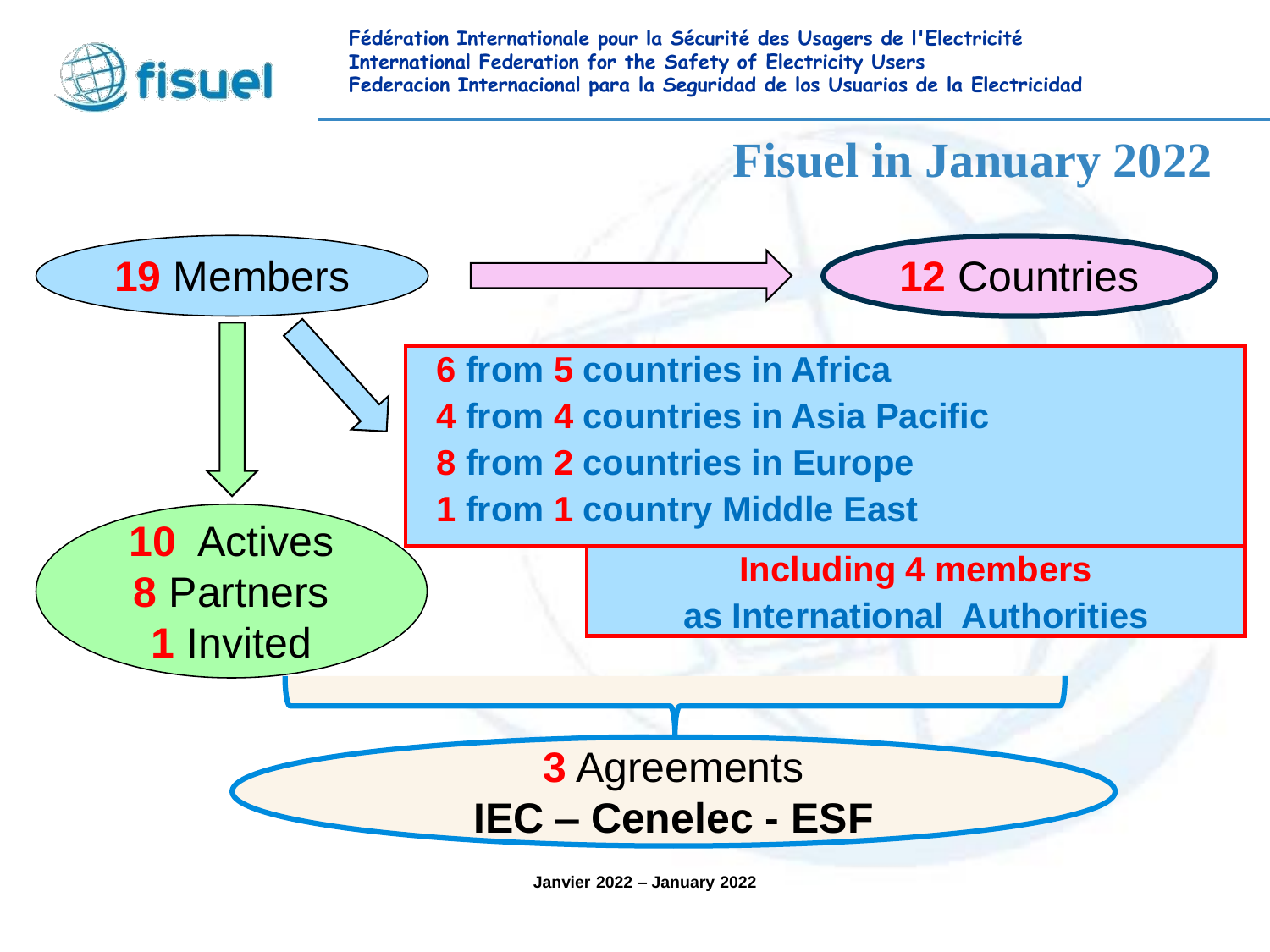Fédération Internationale pour la Sécurité des Usagers de l'Electricité
International Federation for the Safety of Electricity Users
Federacion Internacional para la Seguridad de los Usuarios de la Electricidad

# Fisuel in January 2022

**19** Members → **12** Countries

- **6 from 5 countries in Africa**
- **4 from 4 countries in Asia Pacific**
- **8 from 2 countries in Europe**
- **1 from 1 country Middle East**

**Including 4 members as International Authorities**

**10** Actives
**8** Partners
**1** Invited

**3** Agreements
**IEC – Cenelec - ESF**

**Janvier 2022 – January 2022**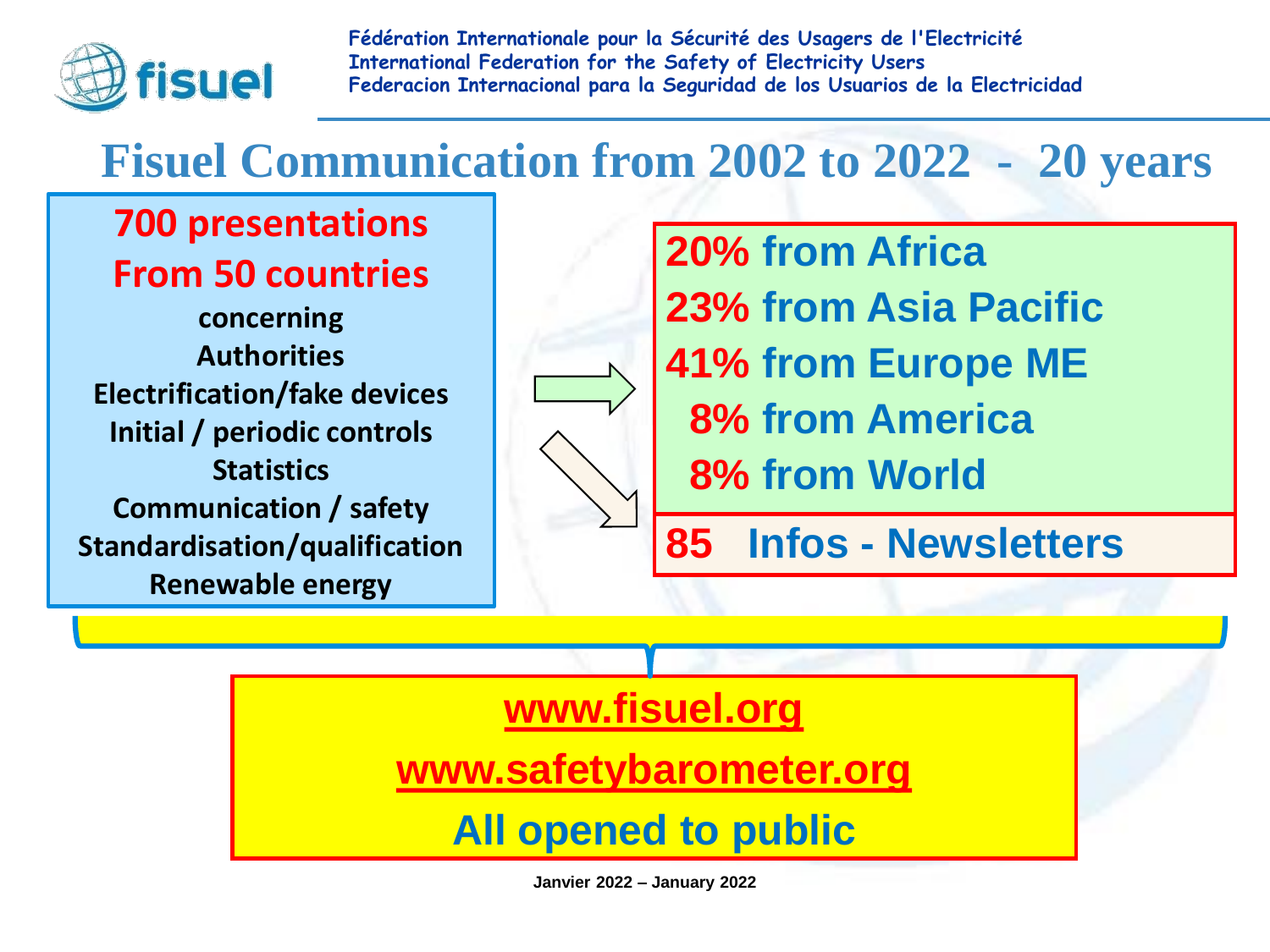Fédération Internationale pour la Sécurité des Usagers de l'Electricité
International Federation for the Safety of Electricity Users
Federacion Internacional para la Seguridad de los Usuarios de la Electricidad

# Fisuel Communication from 2002 to 2022 - 20 years

**700 presentations**
**From 50 countries**

**concerning**
**Authorities**
**Electrification/fake devices**
**Initial / periodic controls**
**Statistics**
**Communication / safety**
**Standardisation/qualification**
**Renewable energy**

**20% from Africa**
**23% from Asia Pacific**
**41% from Europe ME**
**8% from America**
**8% from World**

**85 Infos - Newsletters**

**www.fisuel.org**

**www.safetybarometer.org**

**All opened to public**

Janvier 2022 – January 2022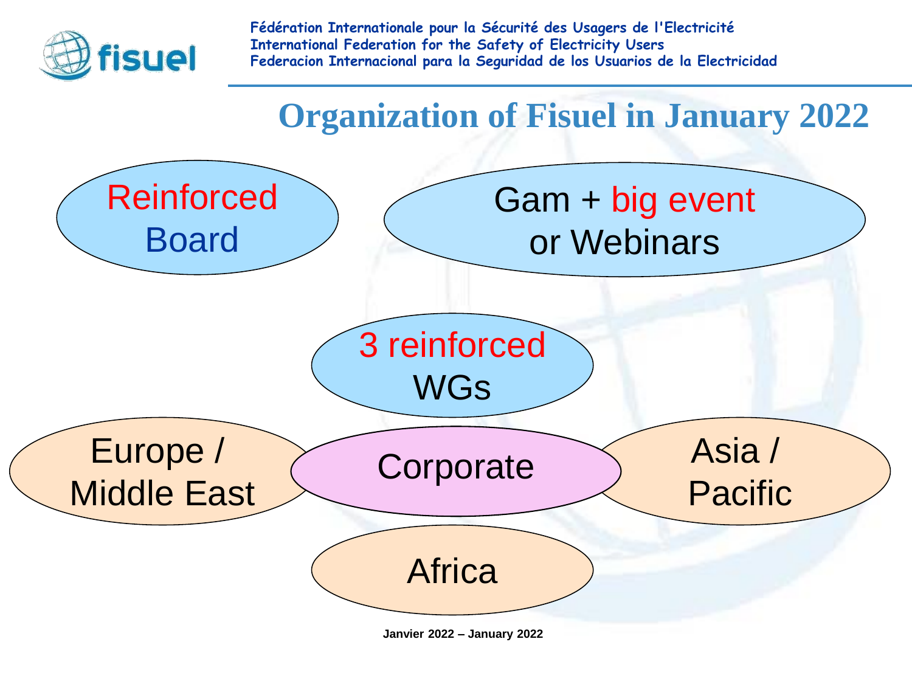Fédération Internationale pour la Sécurité des Usagers de l'Electricité
International Federation for the Safety of Electricity Users
Federacion Internacional para la Seguridad de los Usuarios de la Electricidad

# Organization of Fisuel in January 2022

- Reinforced Board
- Gam + big event or Webinars
- 3 reinforced WGs
- Europe / Middle East
- Corporate
- Asia / Pacific
- Africa

Janvier 2022 – January 2022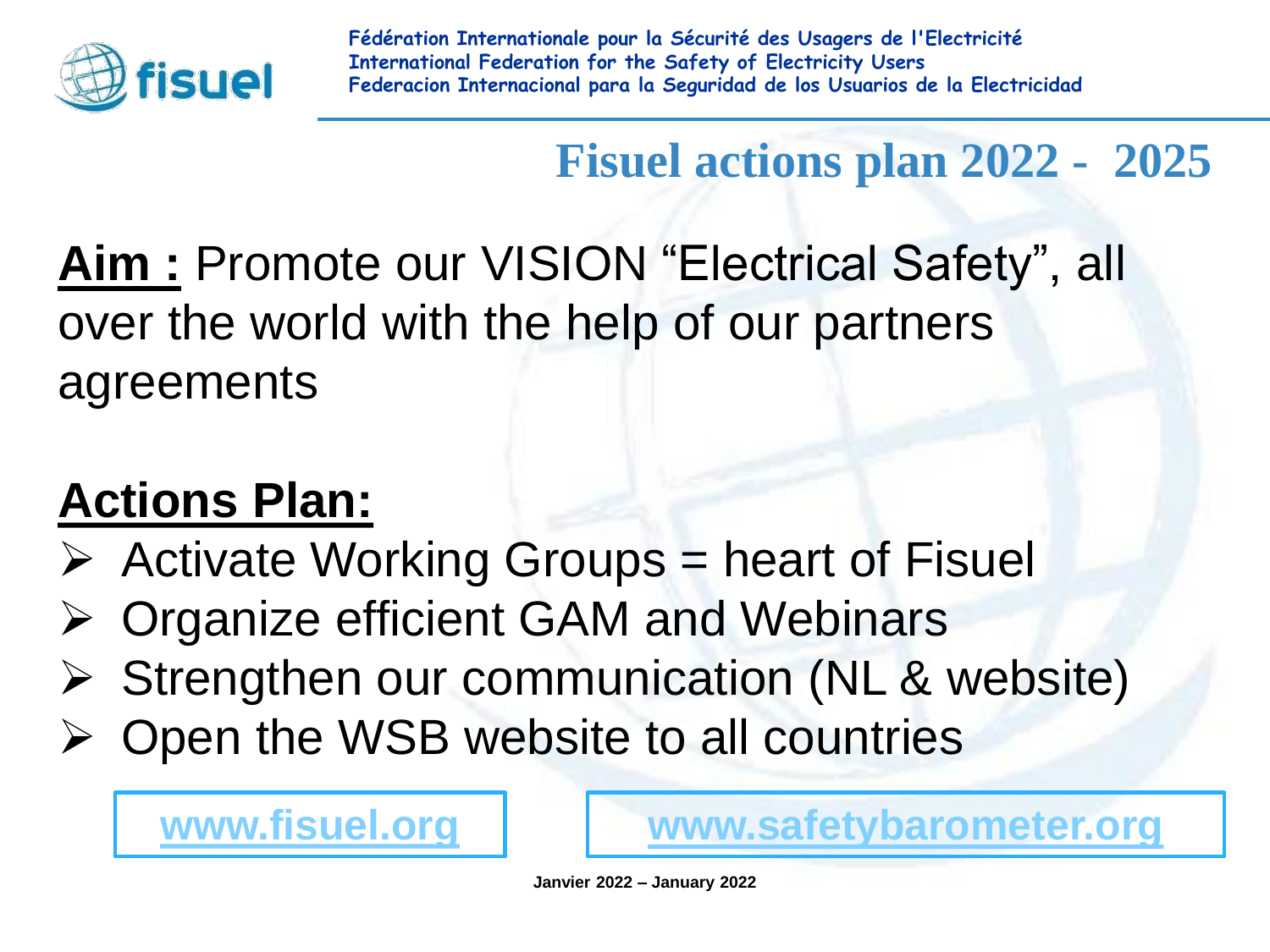Fédération Internationale pour la Sécurité des Usagers de l'Electricité
International Federation for the Safety of Electricity Users
Federacion Internacional para la Seguridad de los Usuarios de la Electricidad

# Fisuel actions plan 2022 - 2025

**Aim :** Promote our VISION "Electrical Safety", all over the world with the help of our partners agreements

## Actions Plan:

- Activate Working Groups = heart of Fisuel
- Organize efficient GAM and Webinars
- Strengthen our communication (NL & website)
- Open the WSB website to all countries

www.fisuel.org

www.safetybarometer.org

Janvier 2022 – January 2022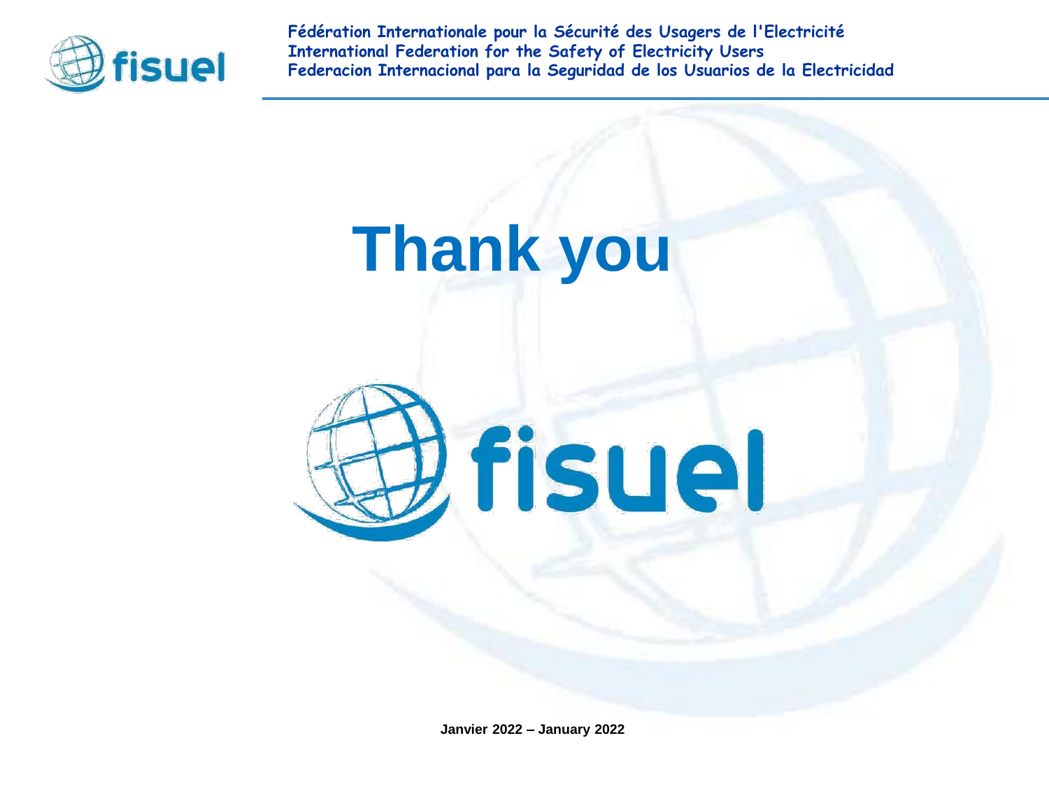# Thank you

Janvier 2022 – January 2022